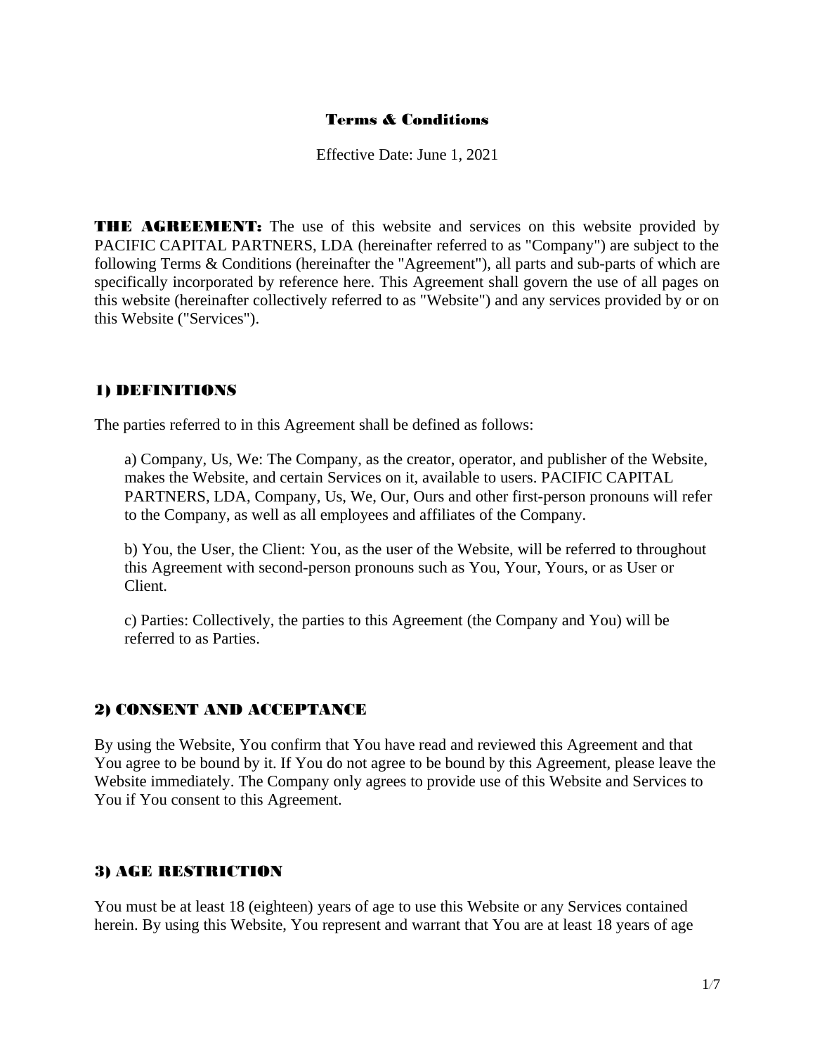# Terms & Conditions

Effective Date: June 1, 2021

**THE AGREEMENT:** The use of this website and services on this website provided by PACIFIC CAPITAL PARTNERS, LDA (hereinafter referred to as "Company") are subject to the following Terms & Conditions (hereinafter the "Agreement"), all parts and sub-parts of which are specifically incorporated by reference here. This Agreement shall govern the use of all pages on this website (hereinafter collectively referred to as "Website") and any services provided by or on this Website ("Services").

## 1) DEFINITIONS

The parties referred to in this Agreement shall be defined as follows:

a) Company, Us, We: The Company, as the creator, operator, and publisher of the Website, makes the Website, and certain Services on it, available to users. PACIFIC CAPITAL PARTNERS, LDA, Company, Us, We, Our, Ours and other first-person pronouns will refer to the Company, as well as all employees and affiliates of the Company.

b) You, the User, the Client: You, as the user of the Website, will be referred to throughout this Agreement with second-person pronouns such as You, Your, Yours, or as User or Client.

c) Parties: Collectively, the parties to this Agreement (the Company and You) will be referred to as Parties.

## 2) CONSENT AND ACCEPTANCE

By using the Website, You confirm that You have read and reviewed this Agreement and that You agree to be bound by it. If You do not agree to be bound by this Agreement, please leave the Website immediately. The Company only agrees to provide use of this Website and Services to You if You consent to this Agreement.

## 3) AGE RESTRICTION

You must be at least 18 (eighteen) years of age to use this Website or any Services contained herein. By using this Website, You represent and warrant that You are at least 18 years of age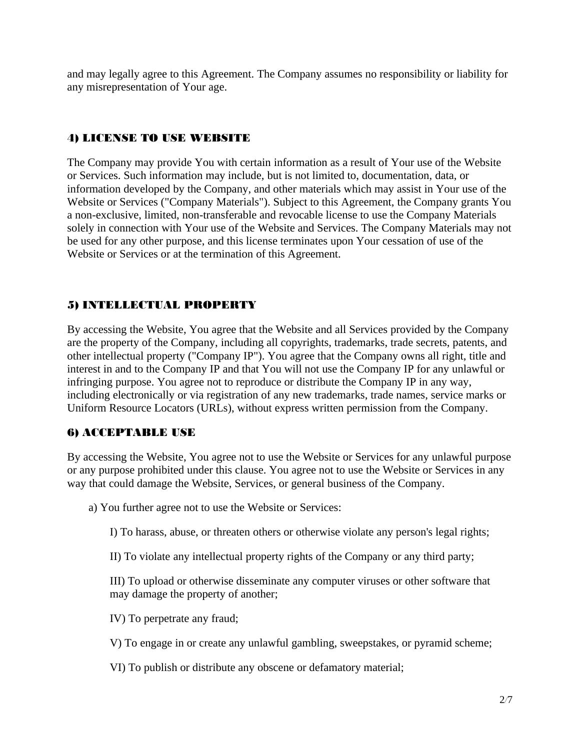and may legally agree to this Agreement. The Company assumes no responsibility or liability for any misrepresentation of Your age.

## 4) LICENSE TO USE WEBSITE

The Company may provide You with certain information as a result of Your use of the Website or Services. Such information may include, but is not limited to, documentation, data, or information developed by the Company, and other materials which may assist in Your use of the Website or Services ("Company Materials"). Subject to this Agreement, the Company grants You a non-exclusive, limited, non-transferable and revocable license to use the Company Materials solely in connection with Your use of the Website and Services. The Company Materials may not be used for any other purpose, and this license terminates upon Your cessation of use of the Website or Services or at the termination of this Agreement.

## 5) INTELLECTUAL PROPERTY

By accessing the Website, You agree that the Website and all Services provided by the Company are the property of the Company, including all copyrights, trademarks, trade secrets, patents, and other intellectual property ("Company IP"). You agree that the Company owns all right, title and interest in and to the Company IP and that You will not use the Company IP for any unlawful or infringing purpose. You agree not to reproduce or distribute the Company IP in any way, including electronically or via registration of any new trademarks, trade names, service marks or Uniform Resource Locators (URLs), without express written permission from the Company.

## 6) ACCEPTABLE USE

By accessing the Website, You agree not to use the Website or Services for any unlawful purpose or any purpose prohibited under this clause. You agree not to use the Website or Services in any way that could damage the Website, Services, or general business of the Company.

a) You further agree not to use the Website or Services:

I) To harass, abuse, or threaten others or otherwise violate any person's legal rights;

II) To violate any intellectual property rights of the Company or any third party;

III) To upload or otherwise disseminate any computer viruses or other software that may damage the property of another;

IV) To perpetrate any fraud;

V) To engage in or create any unlawful gambling, sweepstakes, or pyramid scheme;

VI) To publish or distribute any obscene or defamatory material;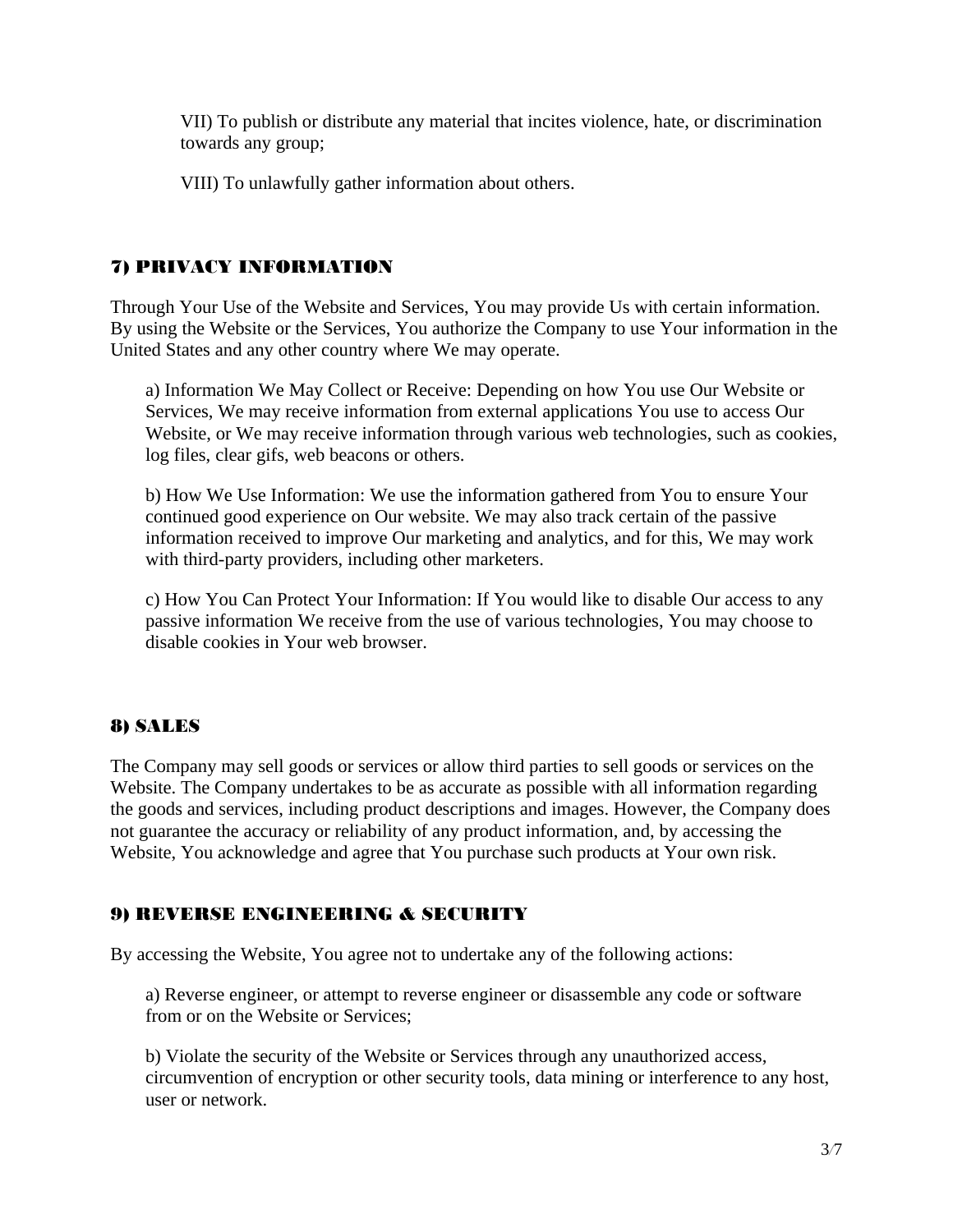VII) To publish or distribute any material that incites violence, hate, or discrimination towards any group;

VIII) To unlawfully gather information about others.

## 7) PRIVACY INFORMATION

Through Your Use of the Website and Services, You may provide Us with certain information. By using the Website or the Services, You authorize the Company to use Your information in the United States and any other country where We may operate.

a) Information We May Collect or Receive: Depending on how You use Our Website or Services, We may receive information from external applications You use to access Our Website, or We may receive information through various web technologies, such as cookies, log files, clear gifs, web beacons or others.

b) How We Use Information: We use the information gathered from You to ensure Your continued good experience on Our website. We may also track certain of the passive information received to improve Our marketing and analytics, and for this, We may work with third-party providers, including other marketers.

c) How You Can Protect Your Information: If You would like to disable Our access to any passive information We receive from the use of various technologies, You may choose to disable cookies in Your web browser.

## 8) SALES

The Company may sell goods or services or allow third parties to sell goods or services on the Website. The Company undertakes to be as accurate as possible with all information regarding the goods and services, including product descriptions and images. However, the Company does not guarantee the accuracy or reliability of any product information, and, by accessing the Website, You acknowledge and agree that You purchase such products at Your own risk.

## 9) REVERSE ENGINEERING & SECURITY

By accessing the Website, You agree not to undertake any of the following actions:

a) Reverse engineer, or attempt to reverse engineer or disassemble any code or software from or on the Website or Services;

b) Violate the security of the Website or Services through any unauthorized access, circumvention of encryption or other security tools, data mining or interference to any host, user or network.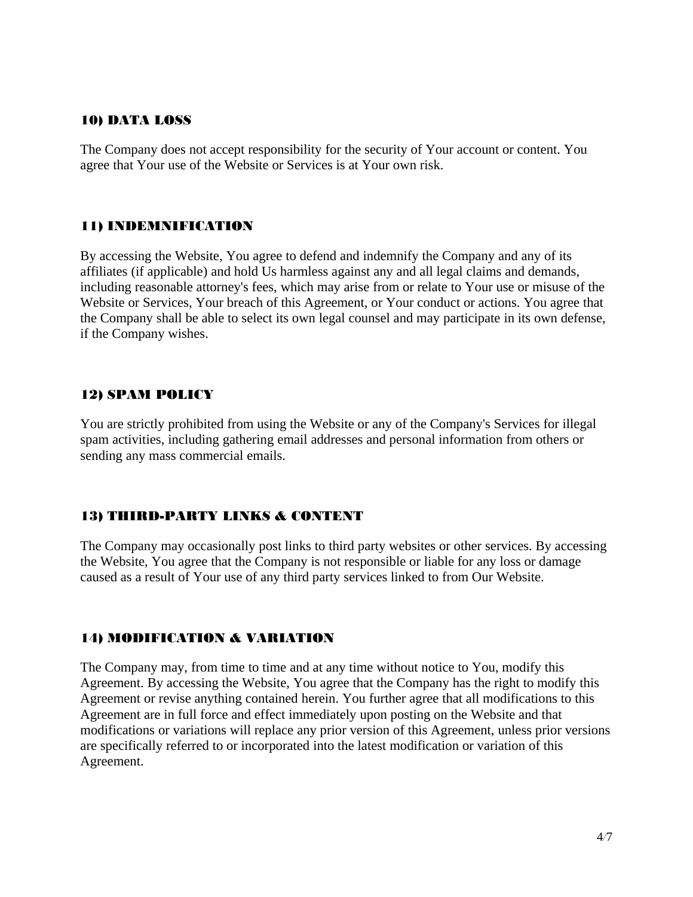## 10) DATA LOSS

The Company does not accept responsibility for the security of Your account or content. You agree that Your use of the Website or Services is at Your own risk.

## 11) INDEMNIFICATION

By accessing the Website, You agree to defend and indemnify the Company and any of its affiliates (if applicable) and hold Us harmless against any and all legal claims and demands, including reasonable attorney's fees, which may arise from or relate to Your use or misuse of the Website or Services, Your breach of this Agreement, or Your conduct or actions. You agree that the Company shall be able to select its own legal counsel and may participate in its own defense, if the Company wishes.

## 12) SPAM POLICY

You are strictly prohibited from using the Website or any of the Company's Services for illegal spam activities, including gathering email addresses and personal information from others or sending any mass commercial emails.

## 13) THIRD-PARTY LINKS & CONTENT

The Company may occasionally post links to third party websites or other services. By accessing the Website, You agree that the Company is not responsible or liable for any loss or damage caused as a result of Your use of any third party services linked to from Our Website.

## 14) MODIFICATION & VARIATION

The Company may, from time to time and at any time without notice to You, modify this Agreement. By accessing the Website, You agree that the Company has the right to modify this Agreement or revise anything contained herein. You further agree that all modifications to this Agreement are in full force and effect immediately upon posting on the Website and that modifications or variations will replace any prior version of this Agreement, unless prior versions are specifically referred to or incorporated into the latest modification or variation of this Agreement.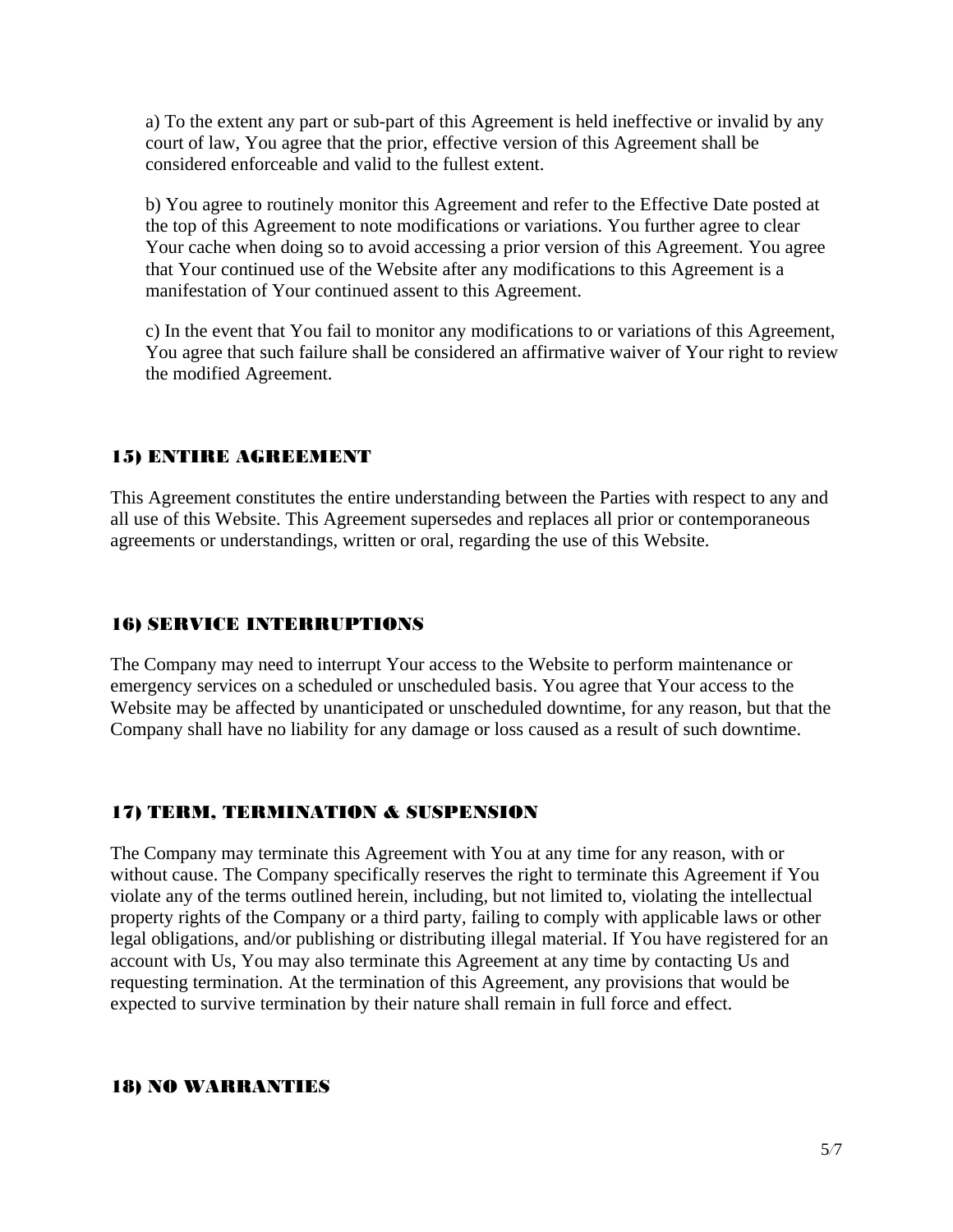a) To the extent any part or sub-part of this Agreement is held ineffective or invalid by any court of law, You agree that the prior, effective version of this Agreement shall be considered enforceable and valid to the fullest extent.

b) You agree to routinely monitor this Agreement and refer to the Effective Date posted at the top of this Agreement to note modifications or variations. You further agree to clear Your cache when doing so to avoid accessing a prior version of this Agreement. You agree that Your continued use of the Website after any modifications to this Agreement is a manifestation of Your continued assent to this Agreement.

c) In the event that You fail to monitor any modifications to or variations of this Agreement, You agree that such failure shall be considered an affirmative waiver of Your right to review the modified Agreement.

## 15) ENTIRE AGREEMENT

This Agreement constitutes the entire understanding between the Parties with respect to any and all use of this Website. This Agreement supersedes and replaces all prior or contemporaneous agreements or understandings, written or oral, regarding the use of this Website.

## 16) SERVICE INTERRUPTIONS

The Company may need to interrupt Your access to the Website to perform maintenance or emergency services on a scheduled or unscheduled basis. You agree that Your access to the Website may be affected by unanticipated or unscheduled downtime, for any reason, but that the Company shall have no liability for any damage or loss caused as a result of such downtime.

## 17) TERM, TERMINATION & SUSPENSION

The Company may terminate this Agreement with You at any time for any reason, with or without cause. The Company specifically reserves the right to terminate this Agreement if You violate any of the terms outlined herein, including, but not limited to, violating the intellectual property rights of the Company or a third party, failing to comply with applicable laws or other legal obligations, and/or publishing or distributing illegal material. If You have registered for an account with Us, You may also terminate this Agreement at any time by contacting Us and requesting termination. At the termination of this Agreement, any provisions that would be expected to survive termination by their nature shall remain in full force and effect.

## 18) NO WARRANTIES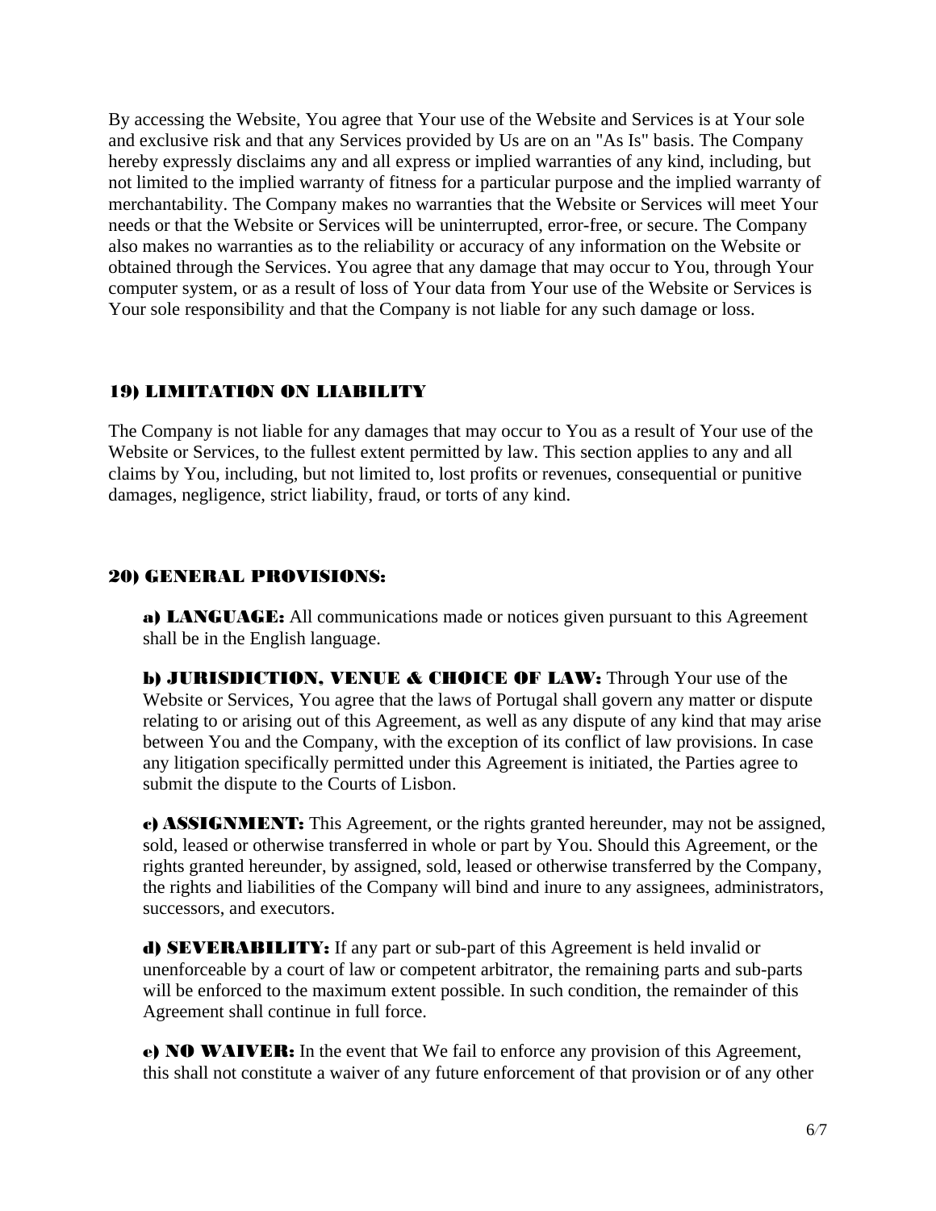By accessing the Website, You agree that Your use of the Website and Services is at Your sole and exclusive risk and that any Services provided by Us are on an "As Is" basis. The Company hereby expressly disclaims any and all express or implied warranties of any kind, including, but not limited to the implied warranty of fitness for a particular purpose and the implied warranty of merchantability. The Company makes no warranties that the Website or Services will meet Your needs or that the Website or Services will be uninterrupted, error-free, or secure. The Company also makes no warranties as to the reliability or accuracy of any information on the Website or obtained through the Services. You agree that any damage that may occur to You, through Your computer system, or as a result of loss of Your data from Your use of the Website or Services is Your sole responsibility and that the Company is not liable for any such damage or loss.

## 19) LIMITATION ON LIABILITY

The Company is not liable for any damages that may occur to You as a result of Your use of the Website or Services, to the fullest extent permitted by law. This section applies to any and all claims by You, including, but not limited to, lost profits or revenues, consequential or punitive damages, negligence, strict liability, fraud, or torts of any kind.

## 20) GENERAL PROVISIONS:

**a) LANGUAGE:** All communications made or notices given pursuant to this Agreement shall be in the English language.

**b) JURISDICTION, VENUE & CHOICE OF LAW:** Through Your use of the Website or Services, You agree that the laws of Portugal shall govern any matter or dispute relating to or arising out of this Agreement, as well as any dispute of any kind that may arise between You and the Company, with the exception of its conflict of law provisions. In case any litigation specifically permitted under this Agreement is initiated, the Parties agree to submit the dispute to the Courts of Lisbon.

**c) ASSIGNMENT:** This Agreement, or the rights granted hereunder, may not be assigned, sold, leased or otherwise transferred in whole or part by You. Should this Agreement, or the rights granted hereunder, by assigned, sold, leased or otherwise transferred by the Company, the rights and liabilities of the Company will bind and inure to any assignees, administrators, successors, and executors.

**d) SEVERABILITY:** If any part or sub-part of this Agreement is held invalid or unenforceable by a court of law or competent arbitrator, the remaining parts and sub-parts will be enforced to the maximum extent possible. In such condition, the remainder of this Agreement shall continue in full force.

**e) NO WAIVER:** In the event that We fail to enforce any provision of this Agreement, this shall not constitute a waiver of any future enforcement of that provision or of any other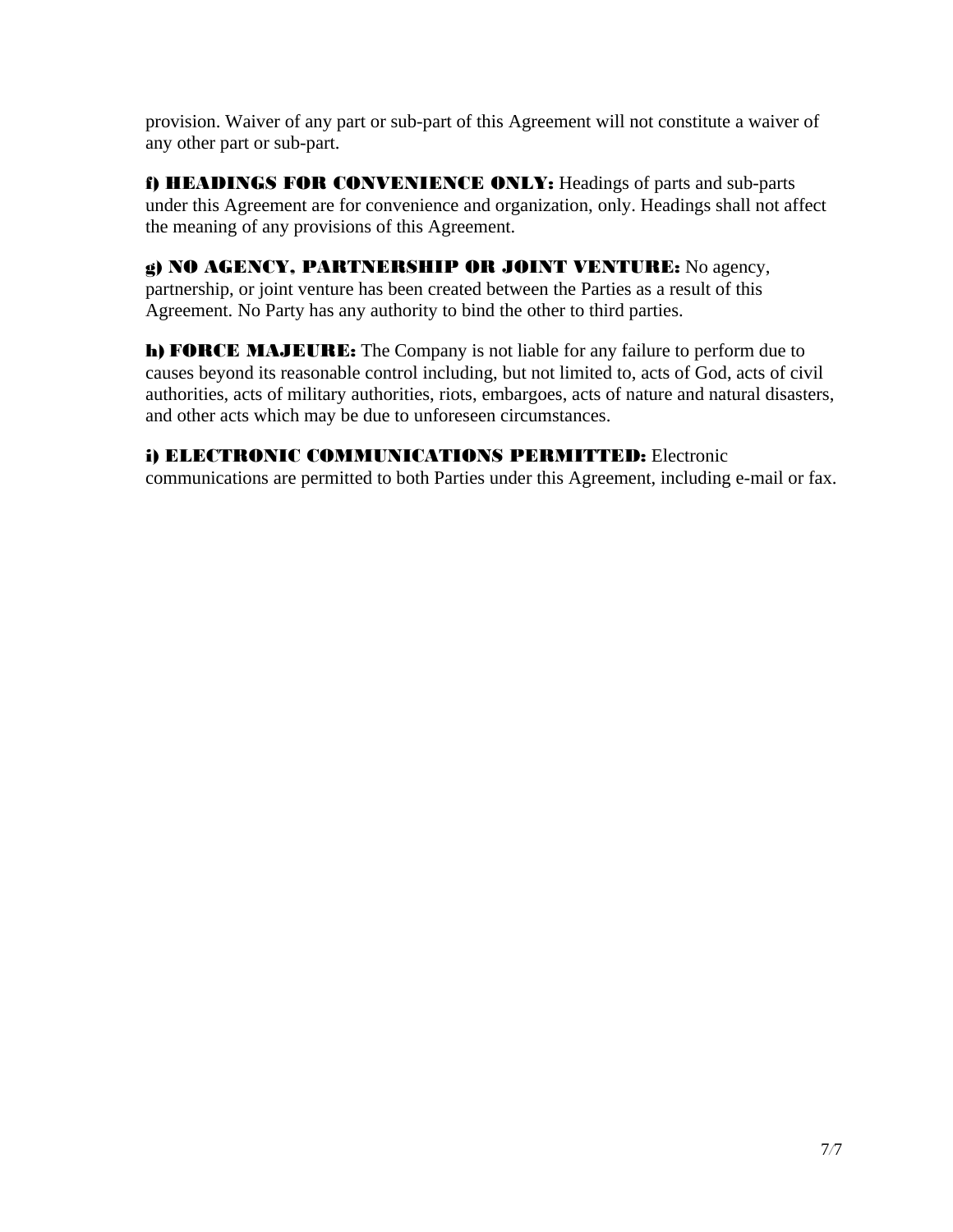provision. Waiver of any part or sub-part of this Agreement will not constitute a waiver of any other part or sub-part.

**f) HEADINGS FOR CONVENIENCE ONLY:** Headings of parts and sub-parts under this Agreement are for convenience and organization, only. Headings shall not affect the meaning of any provisions of this Agreement.

**g) NO AGENCY, PARTNERSHIP OR JOINT VENTURE:** No agency, partnership, or joint venture has been created between the Parties as a result of this Agreement. No Party has any authority to bind the other to third parties.

**h) FORCE MAJEURE:** The Company is not liable for any failure to perform due to causes beyond its reasonable control including, but not limited to, acts of God, acts of civil authorities, acts of military authorities, riots, embargoes, acts of nature and natural disasters, and other acts which may be due to unforeseen circumstances.

**i) ELECTRONIC COMMUNICATIONS PERMITTED:** Electronic communications are permitted to both Parties under this Agreement, including e-mail or fax.